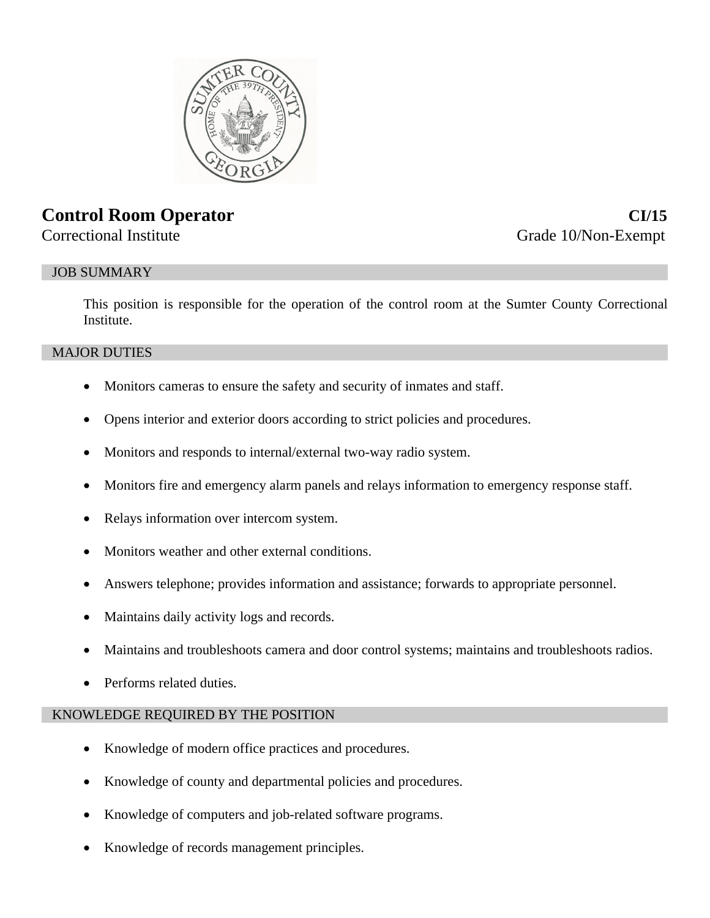# Control Room Operator — CI/15

Correctional Institute — Grade 10/Non-Exempt

## JOB SUMMARY

This position is responsible for the operation of the control room at the Sumter County Correctional Institute.

## MAJOR DUTIES

- Monitors cameras to ensure the safety and security of inmates and staff.
- Opens interior and exterior doors according to strict policies and procedures.
- Monitors and responds to internal/external two-way radio system.
- Monitors fire and emergency alarm panels and relays information to emergency response staff.
- Relays information over intercom system.
- Monitors weather and other external conditions.
- Answers telephone; provides information and assistance; forwards to appropriate personnel.
- Maintains daily activity logs and records.
- Maintains and troubleshoots camera and door control systems; maintains and troubleshoots radios.
- Performs related duties.

## KNOWLEDGE REQUIRED BY THE POSITION

- Knowledge of modern office practices and procedures.
- Knowledge of county and departmental policies and procedures.
- Knowledge of computers and job-related software programs.
- Knowledge of records management principles.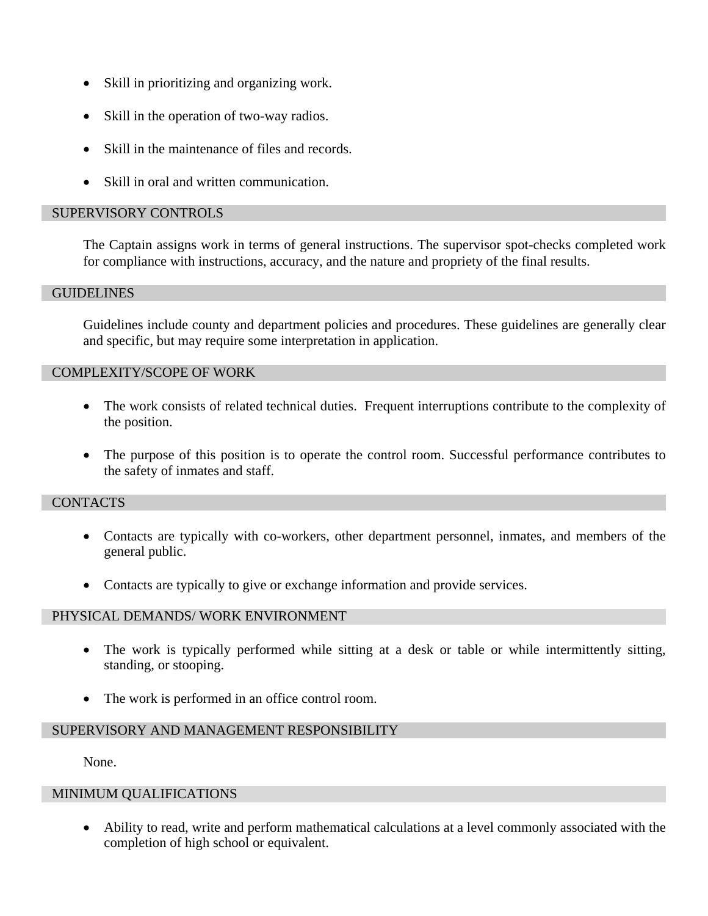- Skill in prioritizing and organizing work.
- Skill in the operation of two-way radios.
- Skill in the maintenance of files and records.
- Skill in oral and written communication.

## SUPERVISORY CONTROLS

The Captain assigns work in terms of general instructions. The supervisor spot-checks completed work for compliance with instructions, accuracy, and the nature and propriety of the final results.

## GUIDELINES

Guidelines include county and department policies and procedures. These guidelines are generally clear and specific, but may require some interpretation in application.

## COMPLEXITY/SCOPE OF WORK

- The work consists of related technical duties. Frequent interruptions contribute to the complexity of the position.
- The purpose of this position is to operate the control room. Successful performance contributes to the safety of inmates and staff.

## CONTACTS

- Contacts are typically with co-workers, other department personnel, inmates, and members of the general public.
- Contacts are typically to give or exchange information and provide services.

## PHYSICAL DEMANDS/ WORK ENVIRONMENT

- The work is typically performed while sitting at a desk or table or while intermittently sitting, standing, or stooping.
- The work is performed in an office control room.

## SUPERVISORY AND MANAGEMENT RESPONSIBILITY

None.

## MINIMUM QUALIFICATIONS

- Ability to read, write and perform mathematical calculations at a level commonly associated with the completion of high school or equivalent.